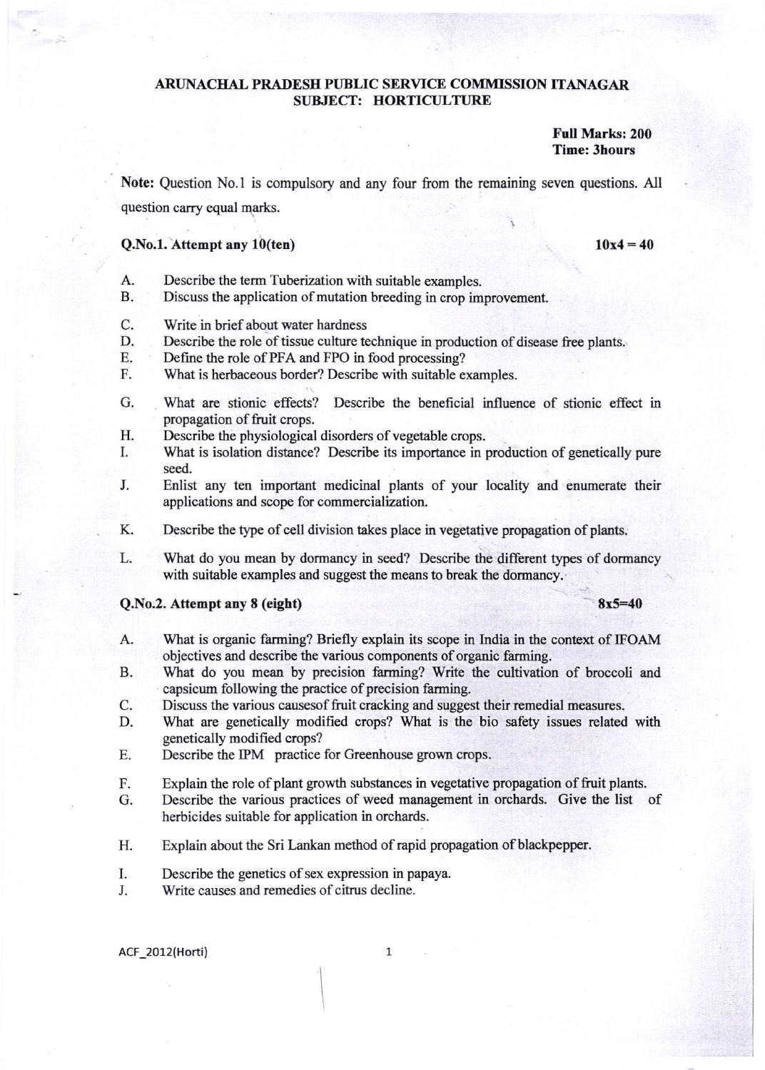## ARUNACHAL PRADESH PUBLIC SERVICE COMMISSION ITANAGAR
## SUBJECT: HORTICULTURE

**Full Marks: 200**
**Time: 3hours**

**Note:** Question No.1 is compulsory and any four from the remaining seven questions. All question carry equal marks.

### Q.No.1. Attempt any 10(ten) — 10x4 = 40

A. Describe the term Tuberization with suitable examples.

B. Discuss the application of mutation breeding in crop improvement.

C. Write in brief about water hardness

D. Describe the role of tissue culture technique in production of disease free plants.

E. Define the role of PFA and FPO in food processing?

F. What is herbaceous border? Describe with suitable examples.

G. What are stionic effects? Describe the beneficial influence of stionic effect in propagation of fruit crops.

H. Describe the physiological disorders of vegetable crops.

I. What is isolation distance? Describe its importance in production of genetically pure seed.

J. Enlist any ten important medicinal plants of your locality and enumerate their applications and scope for commercialization.

K. Describe the type of cell division takes place in vegetative propagation of plants.

L. What do you mean by dormancy in seed? Describe the different types of dormancy with suitable examples and suggest the means to break the dormancy.

### Q.No.2. Attempt any 8 (eight) — 8x5=40

A. What is organic farming? Briefly explain its scope in India in the context of IFOAM objectives and describe the various components of organic farming.

B. What do you mean by precision farming? Write the cultivation of broccoli and capsicum following the practice of precision farming.

C. Discuss the various causesof fruit cracking and suggest their remedial measures.

D. What are genetically modified crops? What is the bio safety issues related with genetically modified crops?

E. Describe the IPM practice for Greenhouse grown crops.

F. Explain the role of plant growth substances in vegetative propagation of fruit plants.

G. Describe the various practices of weed management in orchards. Give the list of herbicides suitable for application in orchards.

H. Explain about the Sri Lankan method of rapid propagation of blackpepper.

I. Describe the genetics of sex expression in papaya.

J. Write causes and remedies of citrus decline.

ACF_2012(Horti)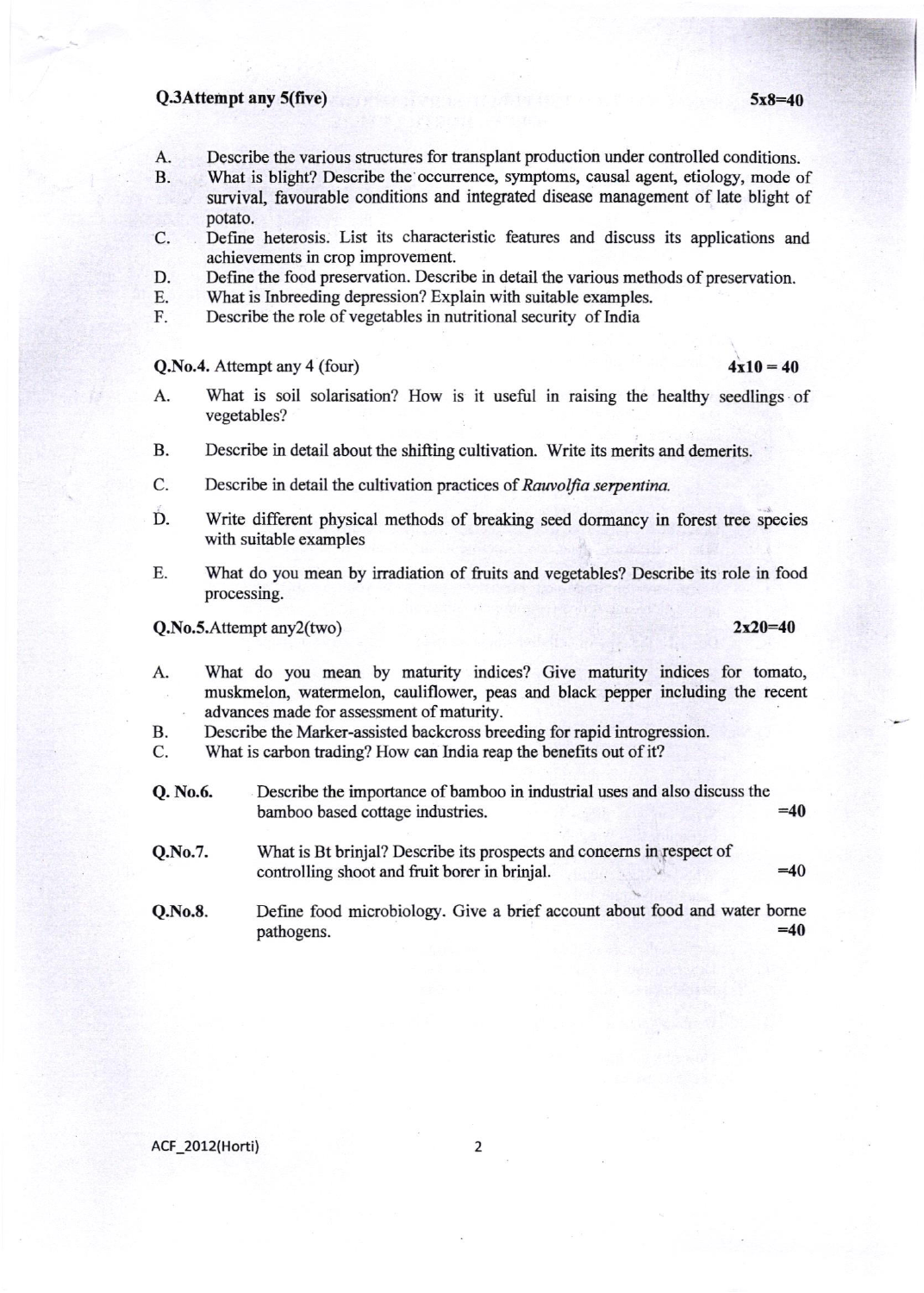**Q.3Attempt any 5(five)** **5x8=40**

A. Describe the various structures for transplant production under controlled conditions.

B. What is blight? Describe the occurrence, symptoms, causal agent, etiology, mode of survival, favourable conditions and integrated disease management of late blight of potato.

C. Define heterosis. List its characteristic features and discuss its applications and achievements in crop improvement.

D. Define the food preservation. Describe in detail the various methods of preservation.

E. What is Inbreeding depression? Explain with suitable examples.

F. Describe the role of vegetables in nutritional security of India

**Q.No.4.** Attempt any 4 (four) **4x10 = 40**

A. What is soil solarisation? How is it useful in raising the healthy seedlings of vegetables?

B. Describe in detail about the shifting cultivation. Write its merits and demerits.

C. Describe in detail the cultivation practices of *Rauvolfia serpentina.*

D. Write different physical methods of breaking seed dormancy in forest tree species with suitable examples

E. What do you mean by irradiation of fruits and vegetables? Describe its role in food processing.

**Q.No.5.**Attempt any2(two) **2x20=40**

A. What do you mean by maturity indices? Give maturity indices for tomato, muskmelon, watermelon, cauliflower, peas and black pepper including the recent advances made for assessment of maturity.

B. Describe the Marker-assisted backcross breeding for rapid introgression.

C. What is carbon trading? How can India reap the benefits out of it?

**Q. No.6.** Describe the importance of bamboo in industrial uses and also discuss the bamboo based cottage industries. **=40**

**Q.No.7.** What is Bt brinjal? Describe its prospects and concerns in respect of controlling shoot and fruit borer in brinjal. **=40**

**Q.No.8.** Define food microbiology. Give a brief account about food and water borne pathogens. **=40**

ACF_2012(Horti)